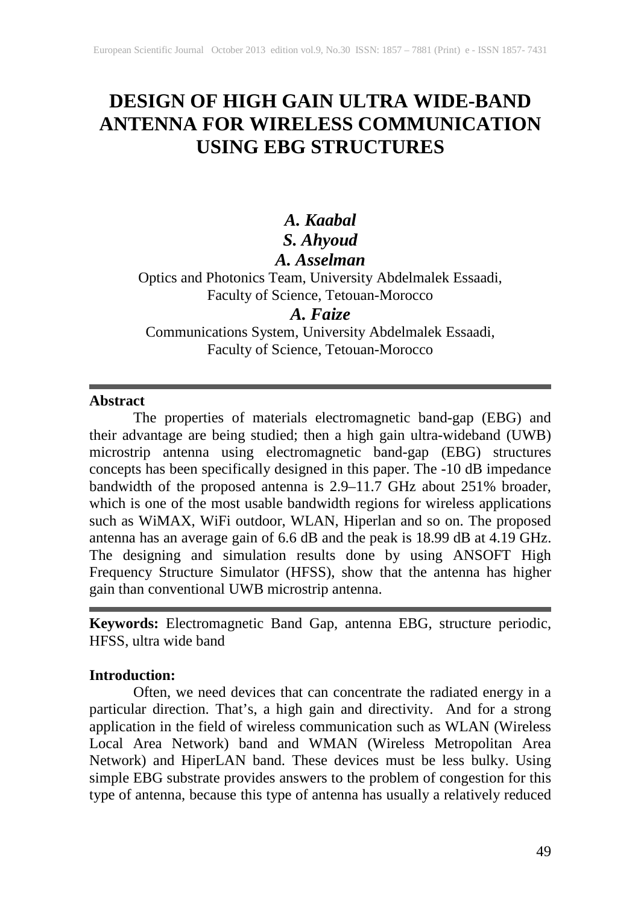# DESIGN OF HIGH GAIN ULTRA WIDE-BAND ANTENNA FOR WIRELESS COMMUNICATION USING EBG STRUCTURES

***A. Kaabal***
***S. Ahyoud***
***A. Asselman***

Optics and Photonics Team, University Abdelmalek Essaadi, Faculty of Science, Tetouan-Morocco

***A. Faize***

Communications System, University Abdelmalek Essaadi, Faculty of Science, Tetouan-Morocco

---

**Abstract**

The properties of materials electromagnetic band-gap (EBG) and their advantage are being studied; then a high gain ultra-wideband (UWB) microstrip antenna using electromagnetic band-gap (EBG) structures concepts has been specifically designed in this paper. The -10 dB impedance bandwidth of the proposed antenna is 2.9–11.7 GHz about 251% broader, which is one of the most usable bandwidth regions for wireless applications such as WiMAX, WiFi outdoor, WLAN, Hiperlan and so on. The proposed antenna has an average gain of 6.6 dB and the peak is 18.99 dB at 4.19 GHz. The designing and simulation results done by using ANSOFT High Frequency Structure Simulator (HFSS), show that the antenna has higher gain than conventional UWB microstrip antenna.

---

**Keywords:** Electromagnetic Band Gap, antenna EBG, structure periodic, HFSS, ultra wide band

**Introduction:**

Often, we need devices that can concentrate the radiated energy in a particular direction. That's, a high gain and directivity. And for a strong application in the field of wireless communication such as WLAN (Wireless Local Area Network) band and WMAN (Wireless Metropolitan Area Network) and HiperLAN band. These devices must be less bulky. Using simple EBG substrate provides answers to the problem of congestion for this type of antenna, because this type of antenna has usually a relatively reduced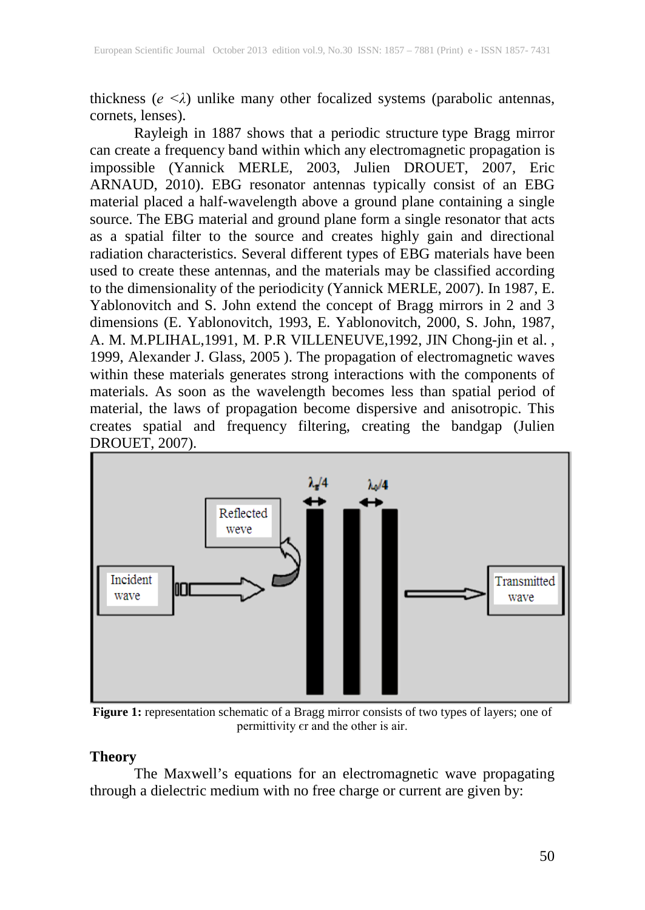thickness ($e < \lambda$) unlike many other focalized systems (parabolic antennas, cornets, lenses).

Rayleigh in 1887 shows that a periodic structure type Bragg mirror can create a frequency band within which any electromagnetic propagation is impossible (Yannick MERLE, 2003, Julien DROUET, 2007, Eric ARNAUD, 2010). EBG resonator antennas typically consist of an EBG material placed a half-wavelength above a ground plane containing a single source. The EBG material and ground plane form a single resonator that acts as a spatial filter to the source and creates highly gain and directional radiation characteristics. Several different types of EBG materials have been used to create these antennas, and the materials may be classified according to the dimensionality of the periodicity (Yannick MERLE, 2007). In 1987, E. Yablonovitch and S. John extend the concept of Bragg mirrors in 2 and 3 dimensions (E. Yablonovitch, 1993, E. Yablonovitch, 2000, S. John, 1987, A. M. M.PLIHAL,1991, M. P.R VILLENEUVE,1992, JIN Chong-jin et al. , 1999, Alexander J. Glass, 2005 ). The propagation of electromagnetic waves within these materials generates strong interactions with the components of materials. As soon as the wavelength becomes less than spatial period of material, the laws of propagation become dispersive and anisotropic. This creates spatial and frequency filtering, creating the bandgap (Julien DROUET, 2007).

**Figure 1:** representation schematic of a Bragg mirror consists of two types of layers; one of permittivity $\epsilon r$ and the other is air.

## Theory

The Maxwell's equations for an electromagnetic wave propagating through a dielectric medium with no free charge or current are given by: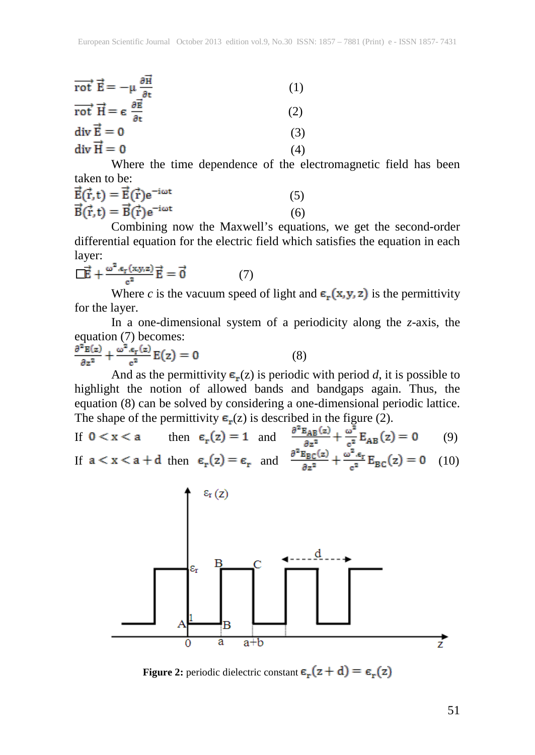$$\overrightarrow{rot}\ \vec{E} = -\mu \frac{\partial \vec{H}}{\partial t} \quad (1)$$

$$\overrightarrow{rot}\ \vec{H} = \epsilon \frac{\partial \vec{E}}{\partial t} \quad (2)$$

$$div\ \vec{E} = 0 \quad (3)$$

$$div\ \vec{H} = 0 \quad (4)$$

Where the time dependence of the electromagnetic field has been taken to be:

$$\vec{E}(\vec{r},t) = \vec{E}(\vec{r})e^{-i\omega t} \quad (5)$$

$$\vec{B}(\vec{r},t) = \vec{B}(\vec{r})e^{-i\omega t} \quad (6)$$

Combining now the Maxwell's equations, we get the second-order differential equation for the electric field which satisfies the equation in each layer:

$$\Box\vec{E} + \frac{\omega^2 . \epsilon_r(x,y,z)}{c^2}\vec{E} = \vec{0} \quad (7)$$

Where *c* is the vacuum speed of light and $\epsilon_r(x,y,z)$ is the permittivity for the layer.

In a one-dimensional system of a periodicity along the *z*-axis, the equation (7) becomes:

$$\frac{\partial^2 E(z)}{\partial z^2} + \frac{\omega^2 . \epsilon_r(z)}{c^2}E(z) = 0 \quad (8)$$

And as the permittivity $\epsilon_r(z)$ is periodic with period *d*, it is possible to highlight the notion of allowed bands and bandgaps again. Thus, the equation (8) can be solved by considering a one-dimensional periodic lattice. The shape of the permittivity $\epsilon_r(z)$ is described in the figure (2).

If $0 < x < a$ then $\epsilon_r(z) = 1$ and $\frac{\partial^2 E_{AB}(z)}{\partial z^2} + \frac{\omega^2}{c^2}E_{AB}(z) = 0$ (9)

If $a < x < a + d$ then $\epsilon_r(z) = \epsilon_r$ and $\frac{\partial^2 E_{BC}(z)}{\partial z^2} + \frac{\omega^2 . \epsilon_r}{c^2}E_{BC}(z) = 0$ (10)

**Figure 2:** periodic dielectric constant $\epsilon_r(z + d) = \epsilon_r(z)$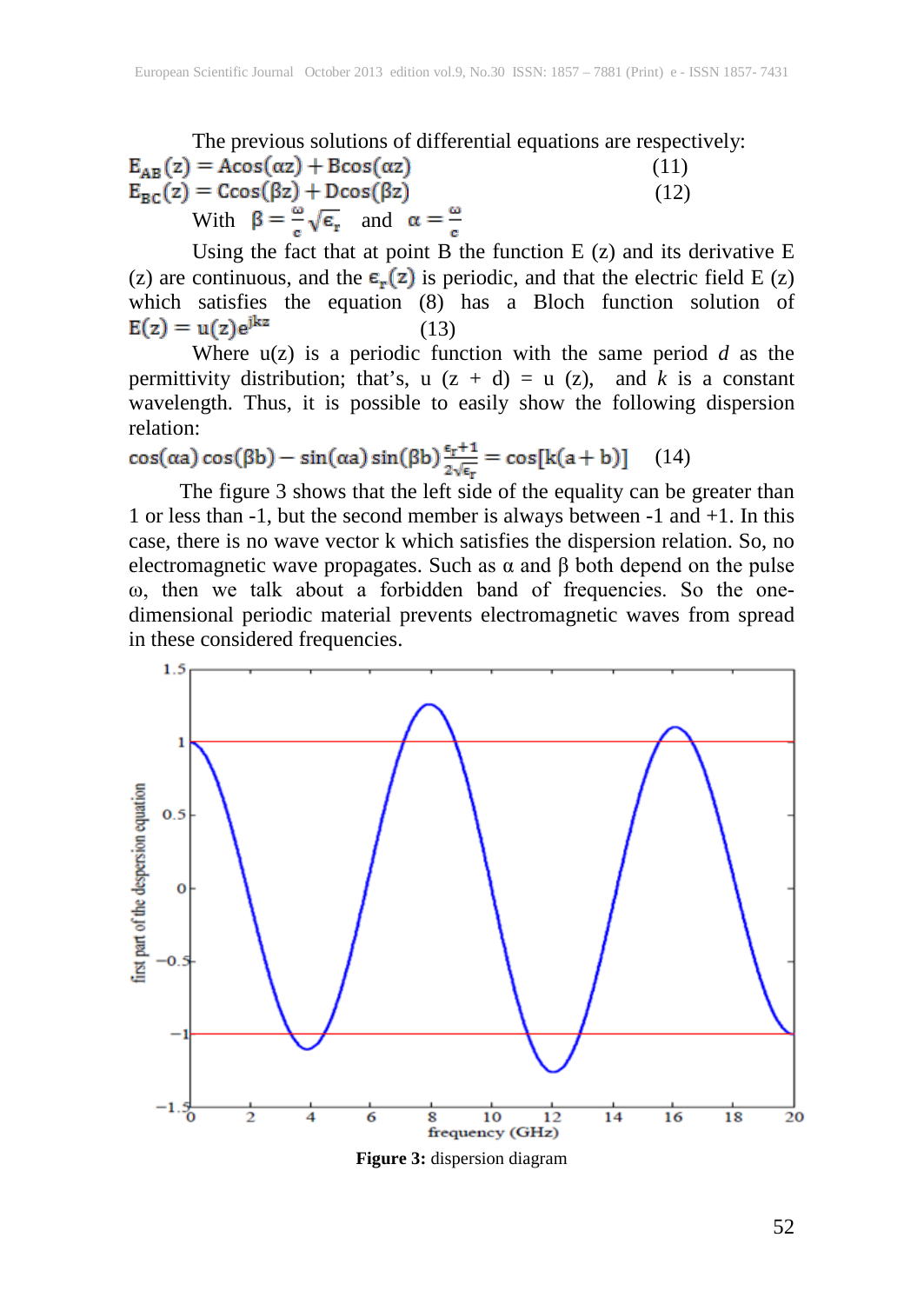The previous solutions of differential equations are respectively:

$$E_{AB}(z) = A\cos(\alpha z) + B\cos(\alpha z) \quad (11)$$

$$E_{BC}(z) = C\cos(\beta z) + D\cos(\beta z) \quad (12)$$

With $\beta = \frac{\omega}{c}\sqrt{\epsilon_r}$ and $\alpha = \frac{\omega}{c}$

Using the fact that at point B the function E (z) and its derivative E (z) are continuous, and the $\epsilon_r(z)$ is periodic, and that the electric field E (z) which satisfies the equation (8) has a Bloch function solution of

$$E(z) = u(z)e^{jkz} \quad (13)$$

Where u(z) is a periodic function with the same period *d* as the permittivity distribution; that's, u (z + d) = u (z), and *k* is a constant wavelength. Thus, it is possible to easily show the following dispersion relation:

$$\cos(\alpha a)\cos(\beta b) - \sin(\alpha a)\sin(\beta b)\frac{\epsilon_r + 1}{2\sqrt{\epsilon_r}} = \cos[k(a+b)] \quad (14)$$

The figure 3 shows that the left side of the equality can be greater than 1 or less than -1, but the second member is always between -1 and +1. In this case, there is no wave vector k which satisfies the dispersion relation. So, no electromagnetic wave propagates. Such as α and β both depend on the pulse ω, then we talk about a forbidden band of frequencies. So the one-dimensional periodic material prevents electromagnetic waves from spread in these considered frequencies.

**Figure 3:** dispersion diagram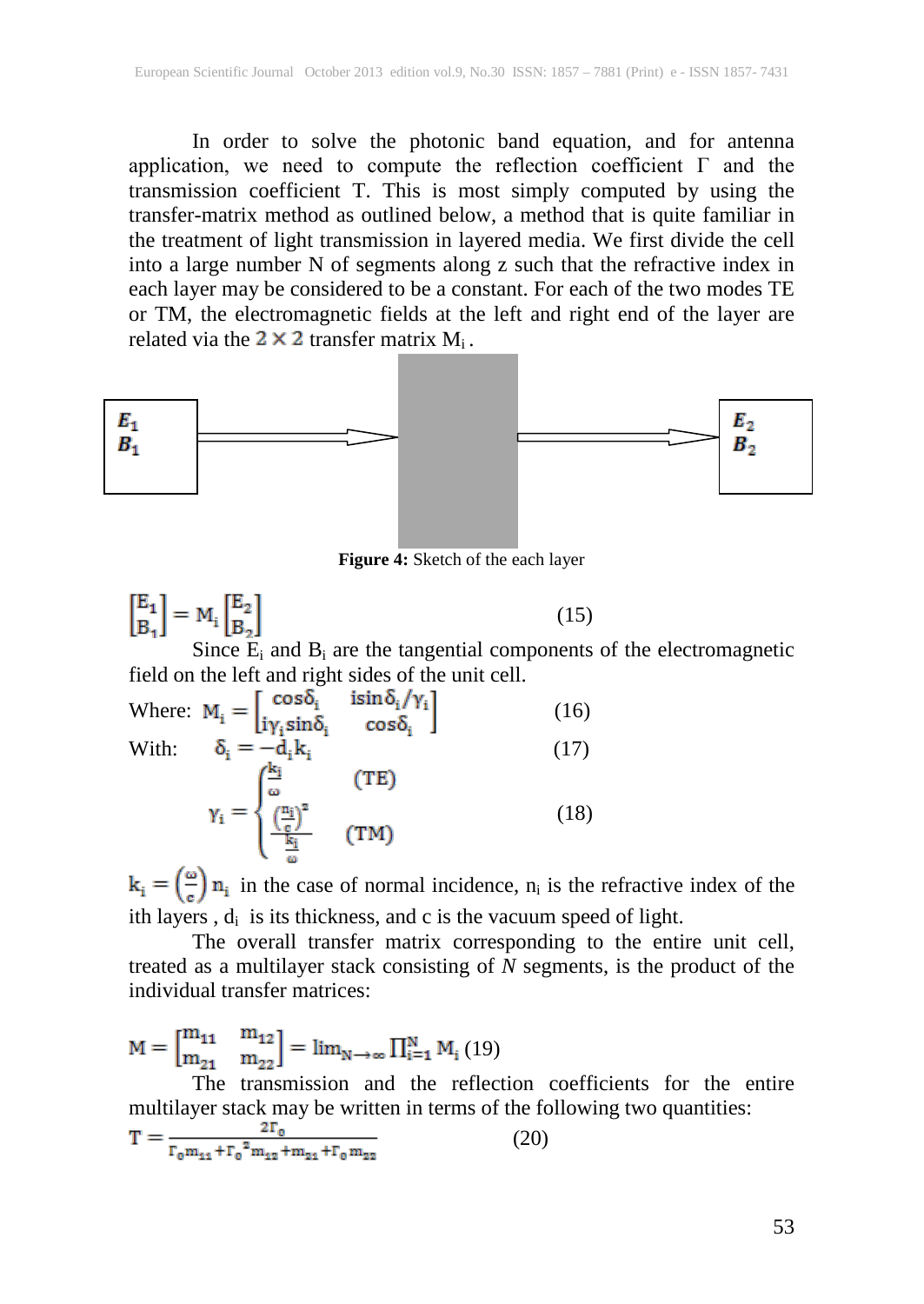In order to solve the photonic band equation, and for antenna application, we need to compute the reflection coefficient Γ and the transmission coefficient T. This is most simply computed by using the transfer-matrix method as outlined below, a method that is quite familiar in the treatment of light transmission in layered media. We first divide the cell into a large number N of segments along z such that the refractive index in each layer may be considered to be a constant. For each of the two modes TE or TM, the electromagnetic fields at the left and right end of the layer are related via the $2 \times 2$ transfer matrix $M_i$.

**Figure 4:** Sketch of the each layer

$$\begin{bmatrix} E_1 \\ B_1 \end{bmatrix} = M_i \begin{bmatrix} E_2 \\ B_2 \end{bmatrix} \tag{15}$$

Since $E_i$ and $B_i$ are the tangential components of the electromagnetic field on the left and right sides of the unit cell.

Where: $$M_i = \begin{bmatrix} \cos\delta_i & i\sin\delta_i/\gamma_i \\ i\gamma_i\sin\delta_i & \cos\delta_i \end{bmatrix} \tag{16}$$

With: $$\delta_i = -d_i k_i \tag{17}$$

$$\gamma_i = \begin{cases} \frac{k_i}{\omega} & (\text{TE}) \\ \frac{\left(\frac{n_i}{c}\right)^2}{\frac{k_i}{\omega}} & (\text{TM}) \end{cases} \tag{18}$$

$k_i = \left(\frac{\omega}{c}\right) n_i$ in the case of normal incidence, $n_i$ is the refractive index of the ith layers , $d_i$ is its thickness, and c is the vacuum speed of light.

The overall transfer matrix corresponding to the entire unit cell, treated as a multilayer stack consisting of *N* segments, is the product of the individual transfer matrices:

$$M = \begin{bmatrix} m_{11} & m_{12} \\ m_{21} & m_{22} \end{bmatrix} = \lim_{N\to\infty} \prod_{i=1}^{N} M_i \tag{19}$$

The transmission and the reflection coefficients for the entire multilayer stack may be written in terms of the following two quantities:

$$T = \frac{2\Gamma_0}{\Gamma_0 m_{11} + \Gamma_0{}^2 m_{12} + m_{21} + \Gamma_0 m_{22}} \tag{20}$$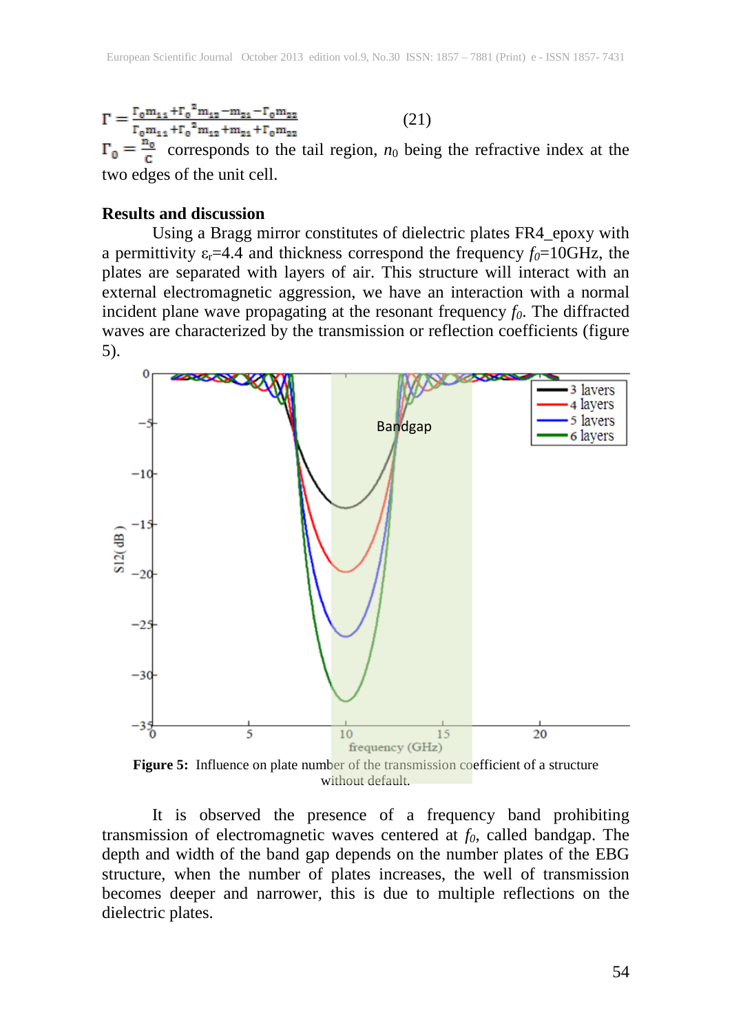$$\Gamma = \frac{\Gamma_0 m_{11} + \Gamma_0^2 m_{12} - m_{21} - \Gamma_0 m_{22}}{\Gamma_0 m_{11} + \Gamma_0^2 m_{12} + m_{21} + \Gamma_0 m_{22}} \qquad (21)$$

$\Gamma_0 = \frac{n_0}{c}$ corresponds to the tail region, $n_0$ being the refractive index at the two edges of the unit cell.

**Results and discussion**

Using a Bragg mirror constitutes of dielectric plates FR4_epoxy with a permittivity $\varepsilon_r$=4.4 and thickness correspond the frequency $f_0$=10GHz, the plates are separated with layers of air. This structure will interact with an external electromagnetic aggression, we have an interaction with a normal incident plane wave propagating at the resonant frequency $f_0$. The diffracted waves are characterized by the transmission or reflection coefficients (figure 5).

**Figure 5:** Influence on plate number of the transmission coefficient of a structure without default.

It is observed the presence of a frequency band prohibiting transmission of electromagnetic waves centered at $f_0$, called bandgap. The depth and width of the band gap depends on the number plates of the EBG structure, when the number of plates increases, the well of transmission becomes deeper and narrower, this is due to multiple reflections on the dielectric plates.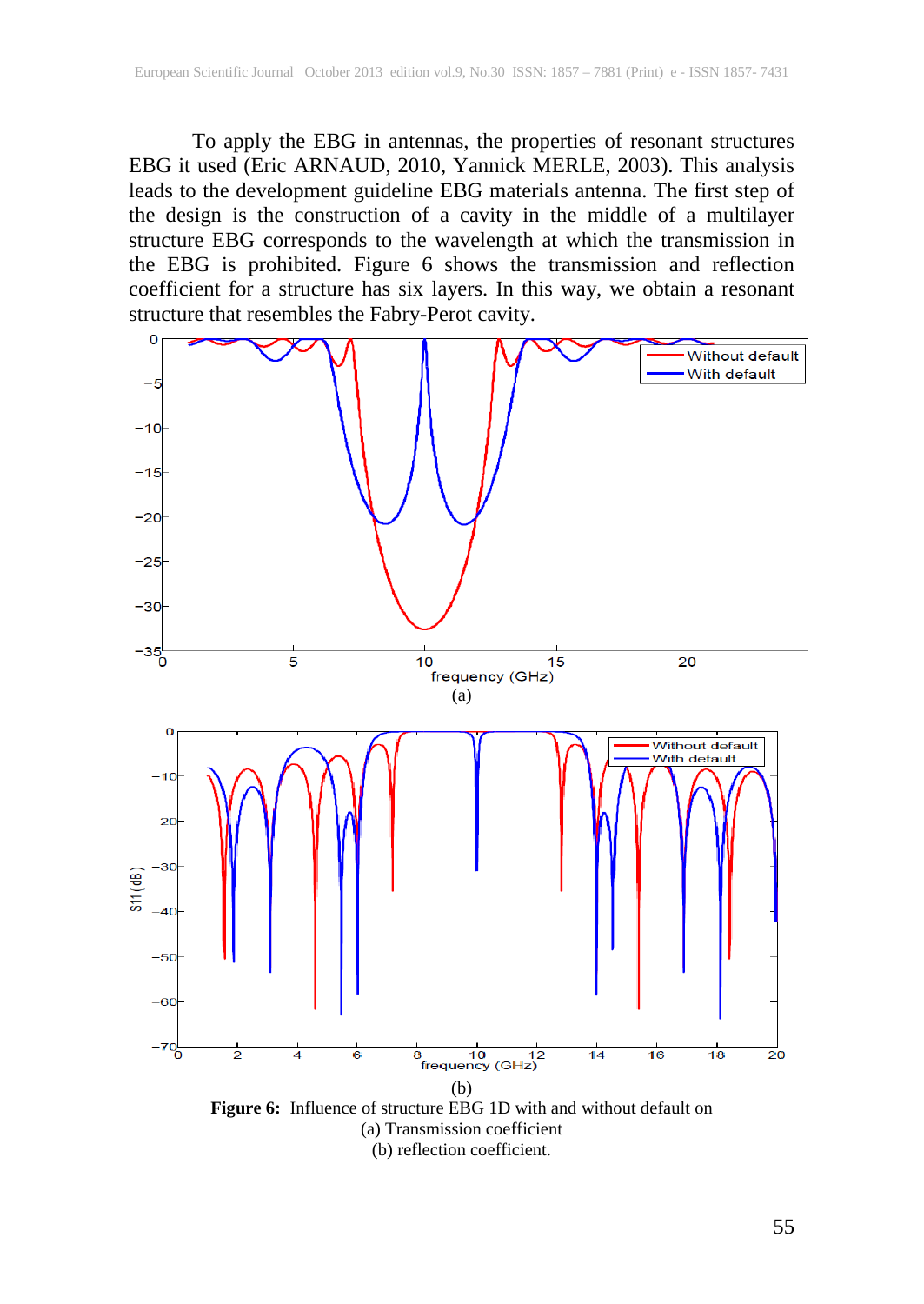To apply the EBG in antennas, the properties of resonant structures EBG it used (Eric ARNAUD, 2010, Yannick MERLE, 2003). This analysis leads to the development guideline EBG materials antenna. The first step of the design is the construction of a cavity in the middle of a multilayer structure EBG corresponds to the wavelength at which the transmission in the EBG is prohibited. Figure 6 shows the transmission and reflection coefficient for a structure has six layers. In this way, we obtain a resonant structure that resembles the Fabry-Perot cavity.

(a)

(b)

**Figure 6:** Influence of structure EBG 1D with and without default on
(a) Transmission coefficient
(b) reflection coefficient.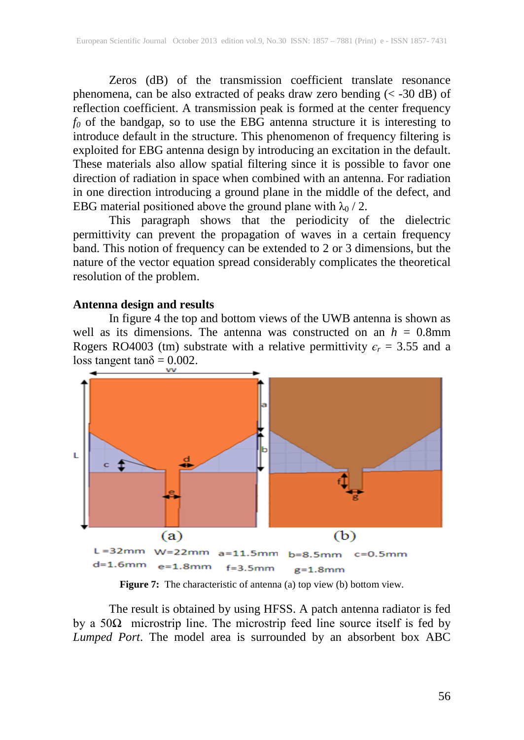Zeros (dB) of the transmission coefficient translate resonance phenomena, can be also extracted of peaks draw zero bending (< -30 dB) of reflection coefficient. A transmission peak is formed at the center frequency $f_0$ of the bandgap, so to use the EBG antenna structure it is interesting to introduce default in the structure. This phenomenon of frequency filtering is exploited for EBG antenna design by introducing an excitation in the default. These materials also allow spatial filtering since it is possible to favor one direction of radiation in space when combined with an antenna. For radiation in one direction introducing a ground plane in the middle of the defect, and EBG material positioned above the ground plane with $\lambda_0$ / 2.

This paragraph shows that the periodicity of the dielectric permittivity can prevent the propagation of waves in a certain frequency band. This notion of frequency can be extended to 2 or 3 dimensions, but the nature of the vector equation spread considerably complicates the theoretical resolution of the problem.

**Antenna design and results**

In figure 4 the top and bottom views of the UWB antenna is shown as well as its dimensions. The antenna was constructed on an $h$ = 0.8mm Rogers RO4003 (tm) substrate with a relative permittivity $\epsilon_r$ = 3.55 and a loss tangent tanδ = 0.002.

L =32mm W=22mm a=11.5mm b=8.5mm c=0.5mm
d=1.6mm e=1.8mm f=3.5mm g=1.8mm

**Figure 7:** The characteristic of antenna (a) top view (b) bottom view.

The result is obtained by using HFSS. A patch antenna radiator is fed by a 50Ω microstrip line. The microstrip feed line source itself is fed by *Lumped Port*. The model area is surrounded by an absorbent box ABC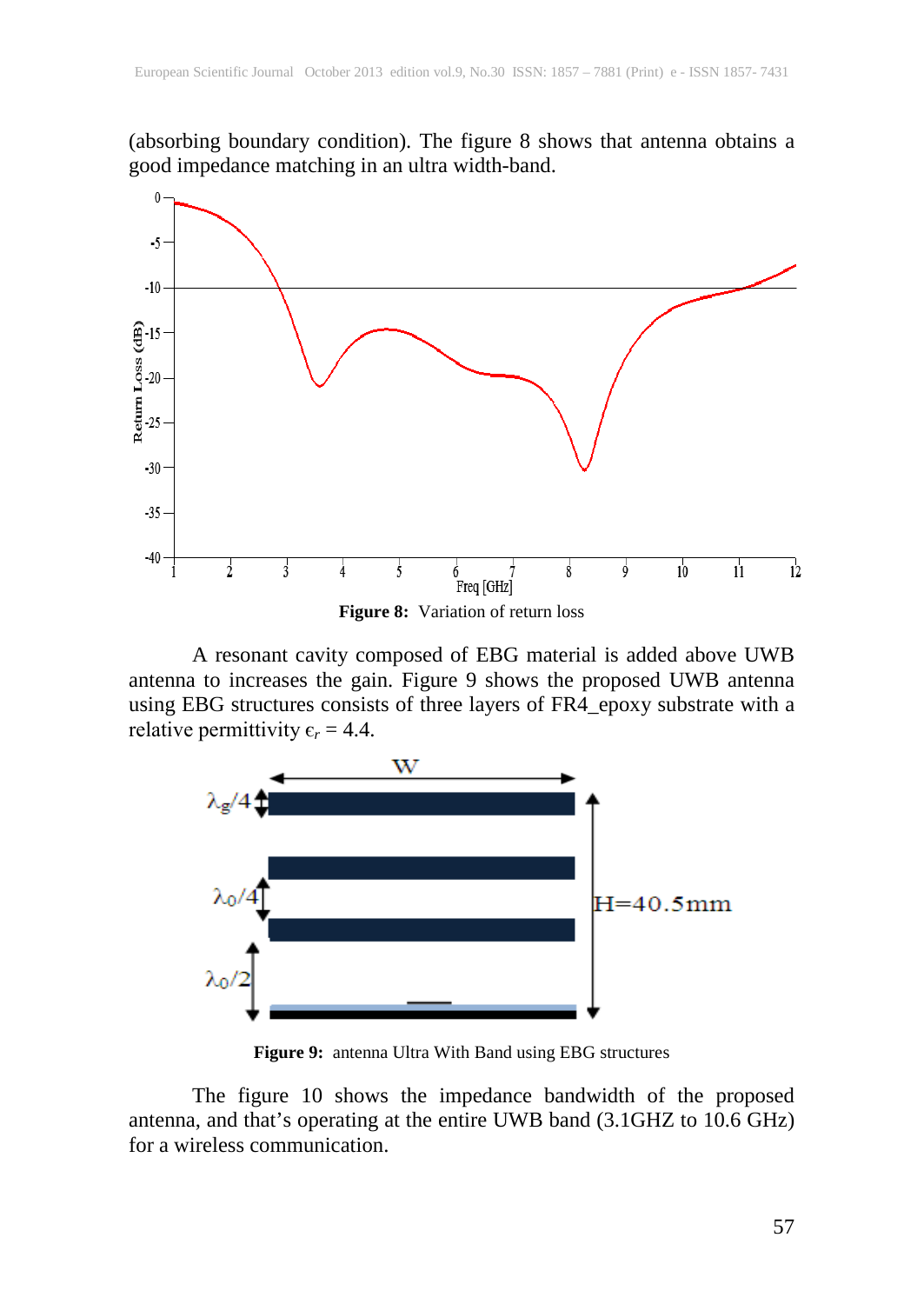(absorbing boundary condition). The figure 8 shows that antenna obtains a good impedance matching in an ultra width-band.

**Figure 8:** Variation of return loss

A resonant cavity composed of EBG material is added above UWB antenna to increases the gain. Figure 9 shows the proposed UWB antenna using EBG structures consists of three layers of FR4_epoxy substrate with a relative permittivity $\epsilon_r = 4.4$.

**Figure 9:** antenna Ultra With Band using EBG structures

The figure 10 shows the impedance bandwidth of the proposed antenna, and that's operating at the entire UWB band (3.1GHZ to 10.6 GHz) for a wireless communication.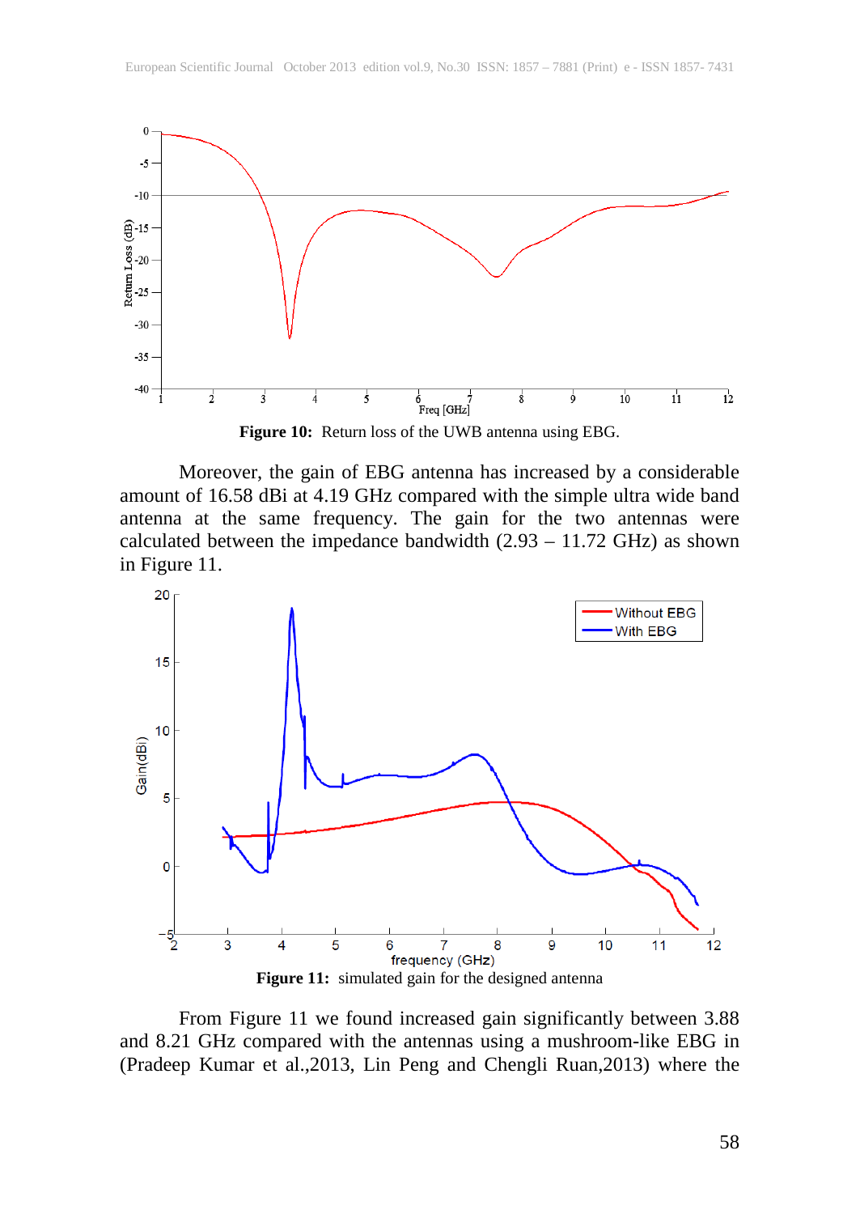**Figure 10:** Return loss of the UWB antenna using EBG.

Moreover, the gain of EBG antenna has increased by a considerable amount of 16.58 dBi at 4.19 GHz compared with the simple ultra wide band antenna at the same frequency. The gain for the two antennas were calculated between the impedance bandwidth (2.93 – 11.72 GHz) as shown in Figure 11.

**Figure 11:** simulated gain for the designed antenna

From Figure 11 we found increased gain significantly between 3.88 and 8.21 GHz compared with the antennas using a mushroom-like EBG in (Pradeep Kumar et al.,2013, Lin Peng and Chengli Ruan,2013) where the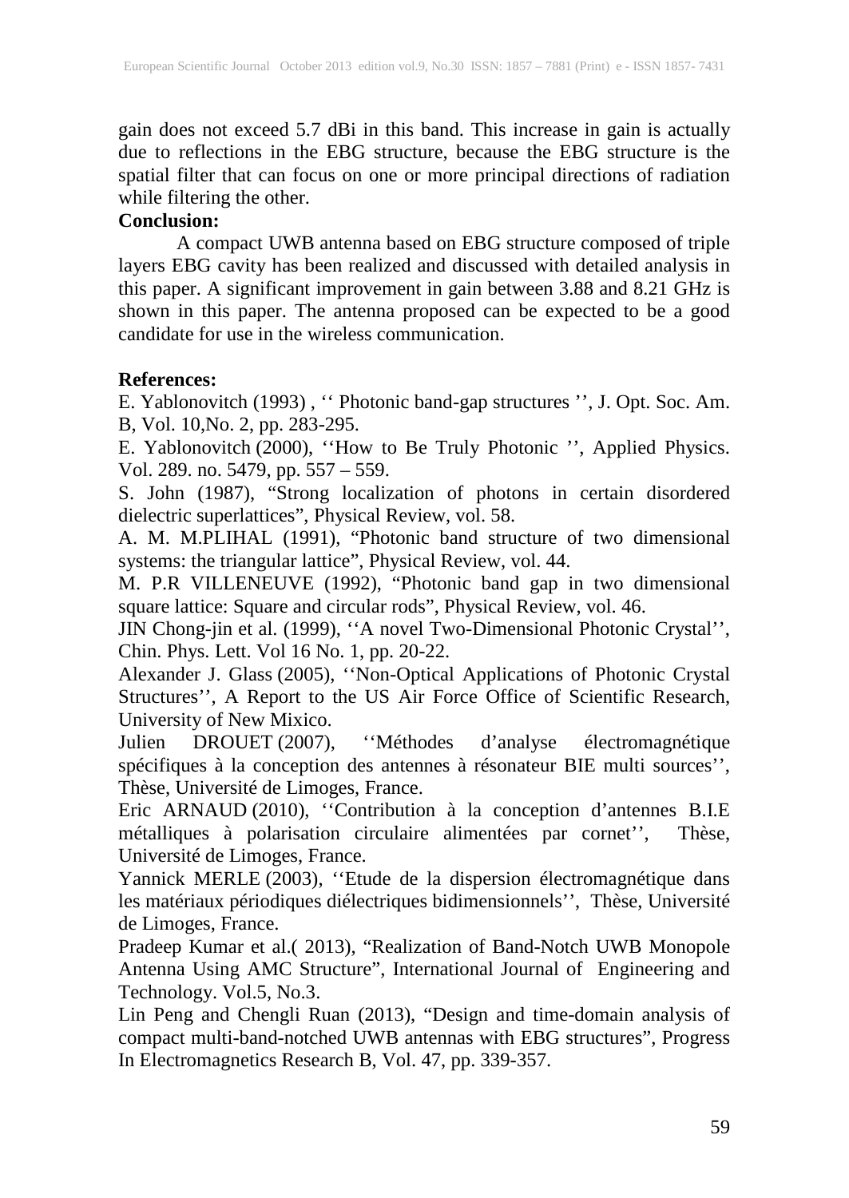gain does not exceed 5.7 dBi in this band. This increase in gain is actually due to reflections in the EBG structure, because the EBG structure is the spatial filter that can focus on one or more principal directions of radiation while filtering the other.

## Conclusion:

A compact UWB antenna based on EBG structure composed of triple layers EBG cavity has been realized and discussed with detailed analysis in this paper. A significant improvement in gain between 3.88 and 8.21 GHz is shown in this paper. The antenna proposed can be expected to be a good candidate for use in the wireless communication.

## References:

E. Yablonovitch (1993) , '' Photonic band-gap structures '', J. Opt. Soc. Am. B, Vol. 10,No. 2, pp. 283-295.

E. Yablonovitch (2000), ''How to Be Truly Photonic '', Applied Physics. Vol. 289. no. 5479, pp. 557 – 559.

S. John (1987), "Strong localization of photons in certain disordered dielectric superlattices", Physical Review, vol. 58.

A. M. M.PLIHAL (1991), "Photonic band structure of two dimensional systems: the triangular lattice", Physical Review, vol. 44.

M. P.R VILLENEUVE (1992), "Photonic band gap in two dimensional square lattice: Square and circular rods", Physical Review, vol. 46.

JIN Chong-jin et al. (1999), ''A novel Two-Dimensional Photonic Crystal'', Chin. Phys. Lett. Vol 16 No. 1, pp. 20-22.

Alexander J. Glass (2005), ''Non-Optical Applications of Photonic Crystal Structures'', A Report to the US Air Force Office of Scientific Research, University of New Mixico.

Julien DROUET (2007), ''Méthodes d'analyse électromagnétique spécifiques à la conception des antennes à résonateur BIE multi sources'', Thèse, Université de Limoges, France.

Eric ARNAUD (2010), ''Contribution à la conception d'antennes B.I.E métalliques à polarisation circulaire alimentées par cornet'', Thèse, Université de Limoges, France.

Yannick MERLE (2003), ''Etude de la dispersion électromagnétique dans les matériaux périodiques diélectriques bidimensionnels'', Thèse, Université de Limoges, France.

Pradeep Kumar et al.( 2013), "Realization of Band-Notch UWB Monopole Antenna Using AMC Structure", International Journal of Engineering and Technology. Vol.5, No.3.

Lin Peng and Chengli Ruan (2013), "Design and time-domain analysis of compact multi-band-notched UWB antennas with EBG structures", Progress In Electromagnetics Research B, Vol. 47, pp. 339-357.